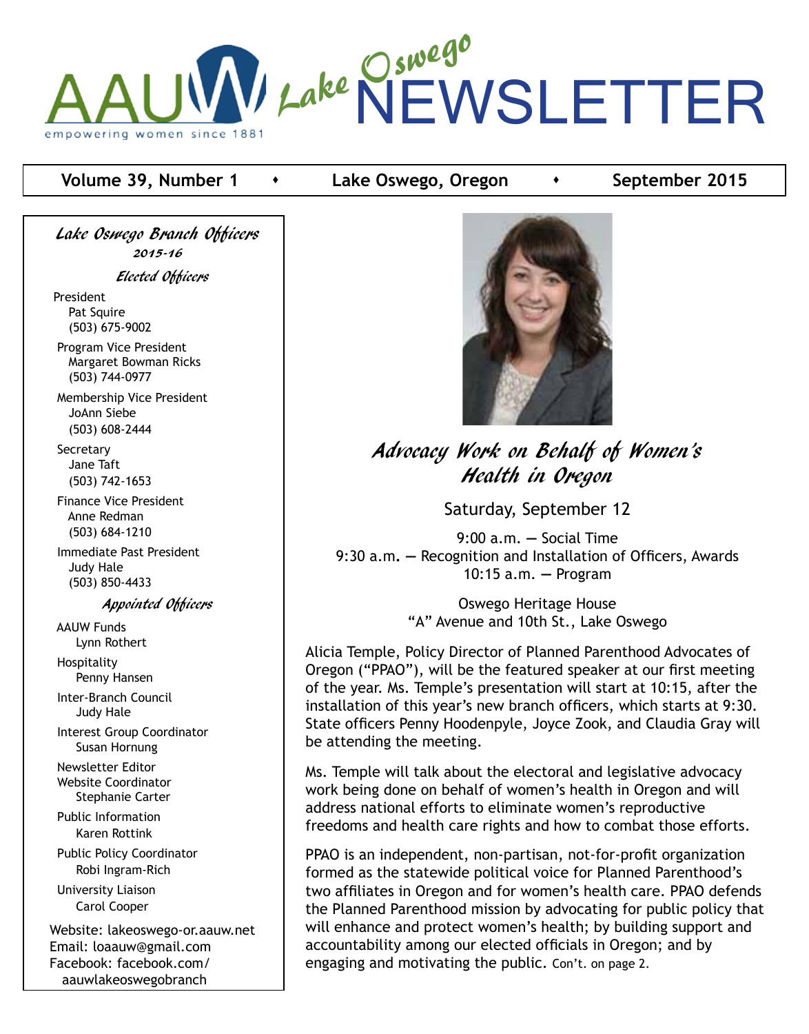# AAUW Lake Oswego NEWSLETTER

empowering women since 1881

**Volume 39, Number 1 • Lake Oswego, Oregon • September 2015**

### *Lake Oswego Branch Officers*
*2015-16*

#### *Elected Officers*

President
Pat Squire
(503) 675-9002

Program Vice President
Margaret Bowman Ricks
(503) 744-0977

Membership Vice President
JoAnn Siebe
(503) 608-2444

Secretary
Jane Taft
(503) 742-1653

Finance Vice President
Anne Redman
(503) 684-1210

Immediate Past President
Judy Hale
(503) 850-4433

#### *Appointed Officers*

AAUW Funds
Lynn Rothert

Hospitality
Penny Hansen

Inter-Branch Council
Judy Hale

Interest Group Coordinator
Susan Hornung

Newsletter Editor
Website Coordinator
Stephanie Carter

Public Information
Karen Rottink

Public Policy Coordinator
Robi Ingram-Rich

University Liaison
Carol Cooper

Website: lakeoswego-or.aauw.net
Email: loaauw@gmail.com
Facebook: facebook.com/aauwlakeoswegobranch

## *Advocacy Work on Behalf of Women's Health in Oregon*

Saturday, September 12

9:00 a.m. — Social Time
9:30 a.m. — Recognition and Installation of Officers, Awards
10:15 a.m. — Program

Oswego Heritage House
"A" Avenue and 10th St., Lake Oswego

Alicia Temple, Policy Director of Planned Parenthood Advocates of Oregon ("PPAO"), will be the featured speaker at our first meeting of the year. Ms. Temple's presentation will start at 10:15, after the installation of this year's new branch officers, which starts at 9:30. State officers Penny Hoodenpyle, Joyce Zook, and Claudia Gray will be attending the meeting.

Ms. Temple will talk about the electoral and legislative advocacy work being done on behalf of women's health in Oregon and will address national efforts to eliminate women's reproductive freedoms and health care rights and how to combat those efforts.

PPAO is an independent, non-partisan, not-for-profit organization formed as the statewide political voice for Planned Parenthood's two affiliates in Oregon and for women's health care. PPAO defends the Planned Parenthood mission by advocating for public policy that will enhance and protect women's health; by building support and accountability among our elected officials in Oregon; and by engaging and motivating the public. Con't. on page 2.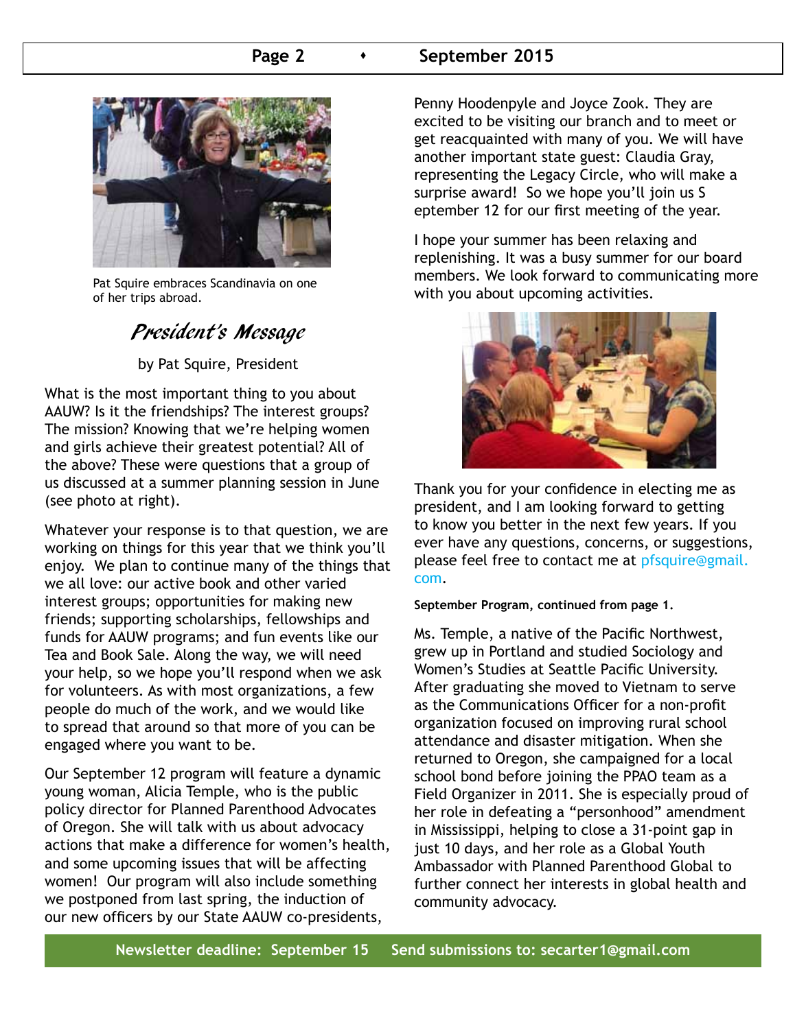Pat Squire embraces Scandinavia on one of her trips abroad.

## President's Message

by Pat Squire, President

What is the most important thing to you about AAUW? Is it the friendships? The interest groups? The mission? Knowing that we're helping women and girls achieve their greatest potential? All of the above? These were questions that a group of us discussed at a summer planning session in June (see photo at right).

Whatever your response is to that question, we are working on things for this year that we think you'll enjoy. We plan to continue many of the things that we all love: our active book and other varied interest groups; opportunities for making new friends; supporting scholarships, fellowships and funds for AAUW programs; and fun events like our Tea and Book Sale. Along the way, we will need your help, so we hope you'll respond when we ask for volunteers. As with most organizations, a few people do much of the work, and we would like to spread that around so that more of you can be engaged where you want to be.

Our September 12 program will feature a dynamic young woman, Alicia Temple, who is the public policy director for Planned Parenthood Advocates of Oregon. She will talk with us about advocacy actions that make a difference for women's health, and some upcoming issues that will be affecting women! Our program will also include something we postponed from last spring, the induction of our new officers by our State AAUW co-presidents, Penny Hoodenpyle and Joyce Zook. They are excited to be visiting our branch and to meet or get reacquainted with many of you. We will have another important state guest: Claudia Gray, representing the Legacy Circle, who will make a surprise award! So we hope you'll join us S eptember 12 for our first meeting of the year.

I hope your summer has been relaxing and replenishing. It was a busy summer for our board members. We look forward to communicating more with you about upcoming activities.

Thank you for your confidence in electing me as president, and I am looking forward to getting to know you better in the next few years. If you ever have any questions, concerns, or suggestions, please feel free to contact me at pfsquire@gmail.com.

**September Program, continued from page 1.**

Ms. Temple, a native of the Pacific Northwest, grew up in Portland and studied Sociology and Women's Studies at Seattle Pacific University. After graduating she moved to Vietnam to serve as the Communications Officer for a non-profit organization focused on improving rural school attendance and disaster mitigation. When she returned to Oregon, she campaigned for a local school bond before joining the PPAO team as a Field Organizer in 2011. She is especially proud of her role in defeating a "personhood" amendment in Mississippi, helping to close a 31-point gap in just 10 days, and her role as a Global Youth Ambassador with Planned Parenthood Global to further connect her interests in global health and community advocacy.

**Newsletter deadline: September 15 Send submissions to: secarter1@gmail.com**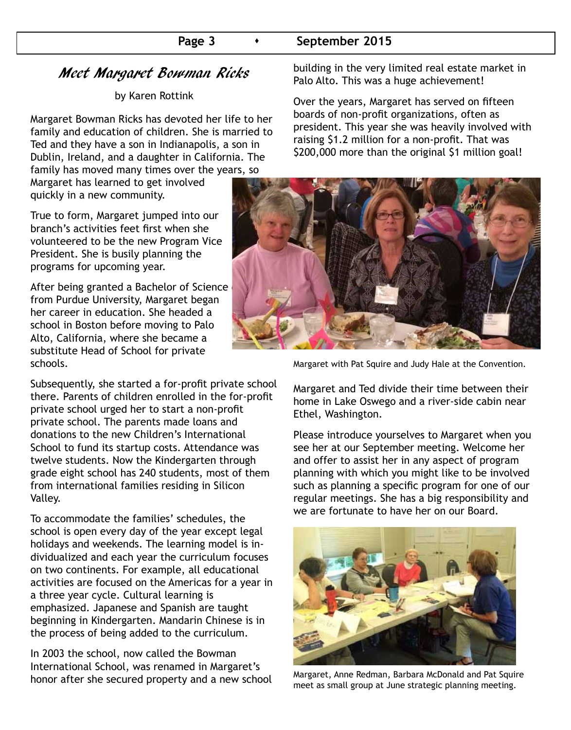# *Meet Margaret Bowman Ricks*

by Karen Rottink

Margaret Bowman Ricks has devoted her life to her family and education of children. She is married to Ted and they have a son in Indianapolis, a son in Dublin, Ireland, and a daughter in California. The family has moved many times over the years, so Margaret has learned to get involved quickly in a new community.

True to form, Margaret jumped into our branch's activities feet first when she volunteered to be the new Program Vice President. She is busily planning the programs for upcoming year.

After being granted a Bachelor of Science from Purdue University, Margaret began her career in education. She headed a school in Boston before moving to Palo Alto, California, where she became a substitute Head of School for private schools.

Subsequently, she started a for-profit private school there. Parents of children enrolled in the for-profit private school urged her to start a non-profit private school. The parents made loans and donations to the new Children's International School to fund its startup costs. Attendance was twelve students. Now the Kindergarten through grade eight school has 240 students, most of them from international families residing in Silicon Valley.

To accommodate the families' schedules, the school is open every day of the year except legal holidays and weekends. The learning model is individualized and each year the curriculum focuses on two continents. For example, all educational activities are focused on the Americas for a year in a three year cycle. Cultural learning is emphasized. Japanese and Spanish are taught beginning in Kindergarten. Mandarin Chinese is in the process of being added to the curriculum.

In 2003 the school, now called the Bowman International School, was renamed in Margaret's honor after she secured property and a new school building in the very limited real estate market in Palo Alto. This was a huge achievement!

Over the years, Margaret has served on fifteen boards of non-profit organizations, often as president. This year she was heavily involved with raising $1.2 million for a non-profit. That was $200,000 more than the original $1 million goal!

Margaret with Pat Squire and Judy Hale at the Convention.

Margaret and Ted divide their time between their home in Lake Oswego and a river-side cabin near Ethel, Washington.

Please introduce yourselves to Margaret when you see her at our September meeting. Welcome her and offer to assist her in any aspect of program planning with which you might like to be involved such as planning a specific program for one of our regular meetings. She has a big responsibility and we are fortunate to have her on our Board.

Margaret, Anne Redman, Barbara McDonald and Pat Squire meet as small group at June strategic planning meeting.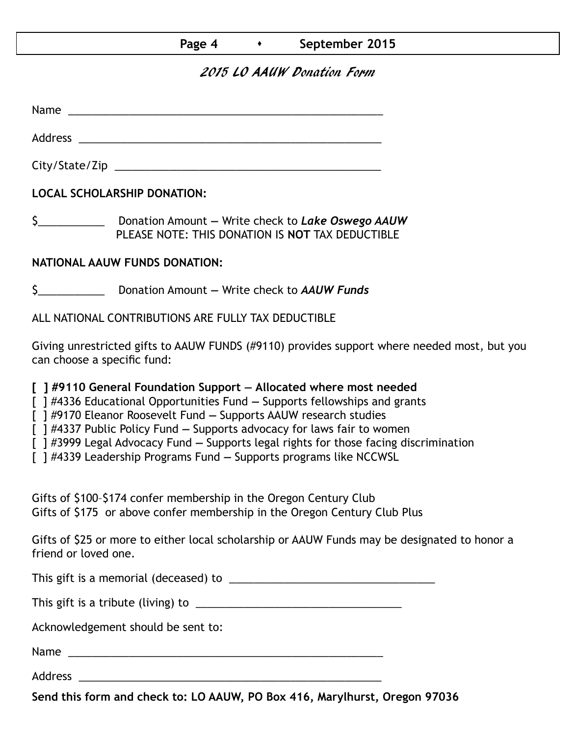# 2015 LO AAUW Donation Form

Name ______________________________________________________

Address ____________________________________________________

City/State/Zip _______________________________________________

**LOCAL SCHOLARSHIP DONATION:**

$___________ Donation Amount — Write check to ***Lake Oswego AAUW***
PLEASE NOTE: THIS DONATION IS **NOT** TAX DEDUCTIBLE

**NATIONAL AAUW FUNDS DONATION:**

$___________ Donation Amount — Write check to ***AAUW Funds***

ALL NATIONAL CONTRIBUTIONS ARE FULLY TAX DEDUCTIBLE

Giving unrestricted gifts to AAUW FUNDS (#9110) provides support where needed most, but you can choose a specific fund:

**[ ] #9110 General Foundation Support — Allocated where most needed**
[ ] #4336 Educational Opportunities Fund — Supports fellowships and grants
[ ] #9170 Eleanor Roosevelt Fund — Supports AAUW research studies
[ ] #4337 Public Policy Fund — Supports advocacy for laws fair to women
[ ] #3999 Legal Advocacy Fund — Supports legal rights for those facing discrimination
[ ] #4339 Leadership Programs Fund — Supports programs like NCCWSL

Gifts of $100–$174 confer membership in the Oregon Century Club
Gifts of $175 or above confer membership in the Oregon Century Club Plus

Gifts of $25 or more to either local scholarship or AAUW Funds may be designated to honor a friend or loved one.

This gift is a memorial (deceased) to ___________________________________

This gift is a tribute (living) to ___________________________________

Acknowledgement should be sent to:

Name ______________________________________________________

Address ____________________________________________________

**Send this form and check to: LO AAUW, PO Box 416, Marylhurst, Oregon 97036**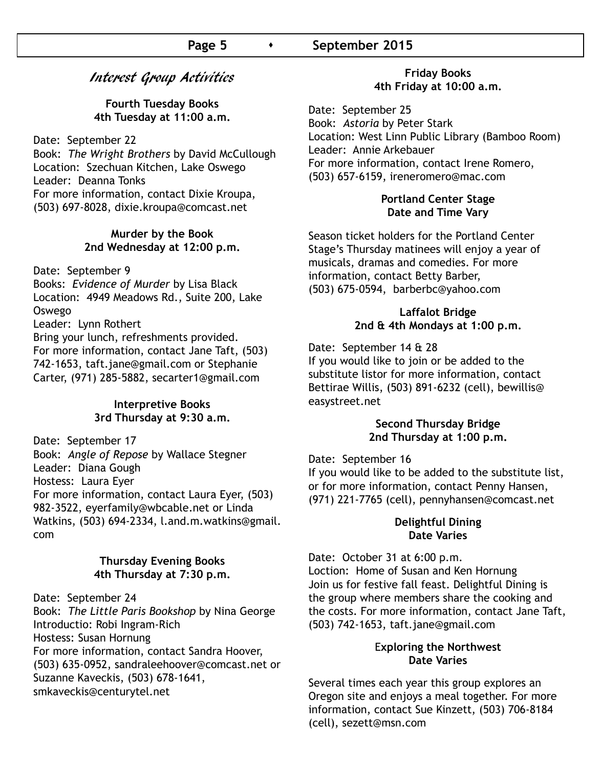# Interest Group Activities

### Fourth Tuesday Books
### 4th Tuesday at 11:00 a.m.

Date: September 22
Book: *The Wright Brothers* by David McCullough
Location: Szechuan Kitchen, Lake Oswego
Leader: Deanna Tonks
For more information, contact Dixie Kroupa, (503) 697-8028, dixie.kroupa@comcast.net

### Murder by the Book
### 2nd Wednesday at 12:00 p.m.

Date: September 9
Books: *Evidence of Murder* by Lisa Black
Location: 4949 Meadows Rd., Suite 200, Lake Oswego
Leader: Lynn Rothert
Bring your lunch, refreshments provided.
For more information, contact Jane Taft, (503) 742-1653, taft.jane@gmail.com or Stephanie Carter, (971) 285-5882, secarter1@gmail.com

### Interpretive Books
### 3rd Thursday at 9:30 a.m.

Date: September 17
Book: *Angle of Repose* by Wallace Stegner
Leader: Diana Gough
Hostess: Laura Eyer
For more information, contact Laura Eyer, (503) 982-3522, eyerfamily@wbcable.net or Linda Watkins, (503) 694-2334, l.and.m.watkins@gmail.com

### Thursday Evening Books
### 4th Thursday at 7:30 p.m.

Date: September 24
Book: *The Little Paris Bookshop* by Nina George
Introductio: Robi Ingram-Rich
Hostess: Susan Hornung
For more information, contact Sandra Hoover, (503) 635-0952, sandraleehoover@comcast.net or Suzanne Kaveckis, (503) 678-1641, smkaveckis@centurytel.net

### Friday Books
### 4th Friday at 10:00 a.m.

Date: September 25
Book: *Astoria* by Peter Stark
Location: West Linn Public Library (Bamboo Room)
Leader: Annie Arkebauer
For more information, contact Irene Romero, (503) 657-6159, ireneromero@mac.com

### Portland Center Stage
### Date and Time Vary

Season ticket holders for the Portland Center Stage's Thursday matinees will enjoy a year of musicals, dramas and comedies. For more information, contact Betty Barber, (503) 675-0594, barberbc@yahoo.com

### Laffalot Bridge
### 2nd & 4th Mondays at 1:00 p.m.

Date: September 14 & 28
If you would like to join or be added to the substitute listor for more information, contact Bettirae Willis, (503) 891-6232 (cell), bewillis@easystreet.net

### Second Thursday Bridge
### 2nd Thursday at 1:00 p.m.

Date: September 16
If you would like to be added to the substitute list, or for more information, contact Penny Hansen, (971) 221-7765 (cell), pennyhansen@comcast.net

### Delightful Dining
### Date Varies

Date: October 31 at 6:00 p.m.
Loction: Home of Susan and Ken Hornung
Join us for festive fall feast. Delightful Dining is the group where members share the cooking and the costs. For more information, contact Jane Taft, (503) 742-1653, taft.jane@gmail.com

### Exploring the Northwest
### Date Varies

Several times each year this group explores an Oregon site and enjoys a meal together. For more information, contact Sue Kinzett, (503) 706-8184 (cell), sezett@msn.com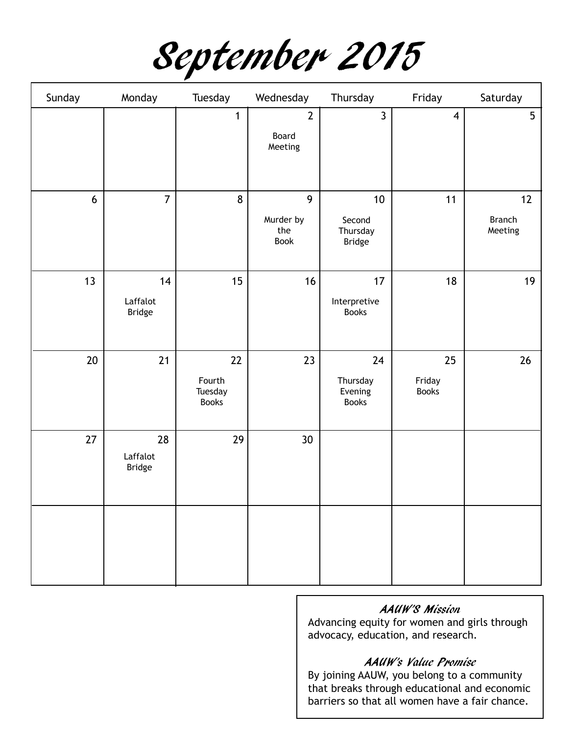# September 2015

| Sunday | Monday | Tuesday | Wednesday | Thursday | Friday | Saturday |
| --- | --- | --- | --- | --- | --- | --- |
| | | 1 | 2<br>Board Meeting | 3 | 4 | 5 |
| 6 | 7 | 8 | 9<br>Murder by the Book | 10<br>Second Thursday Bridge | 11 | 12<br>Branch Meeting |
| 13 | 14<br>Laffalot Bridge | 15 | 16 | 17<br>Interpretive Books | 18 | 19 |
| 20 | 21 | 22<br>Fourth Tuesday Books | 23 | 24<br>Thursday Evening Books | 25<br>Friday Books | 26 |
| 27 | 28<br>Laffalot Bridge | 29 | 30 | | | |
| | | | | | | |

***AAUW'S Mission***

Advancing equity for women and girls through advocacy, education, and research.

***AAUW's Value Promise***

By joining AAUW, you belong to a community that breaks through educational and economic barriers so that all women have a fair chance.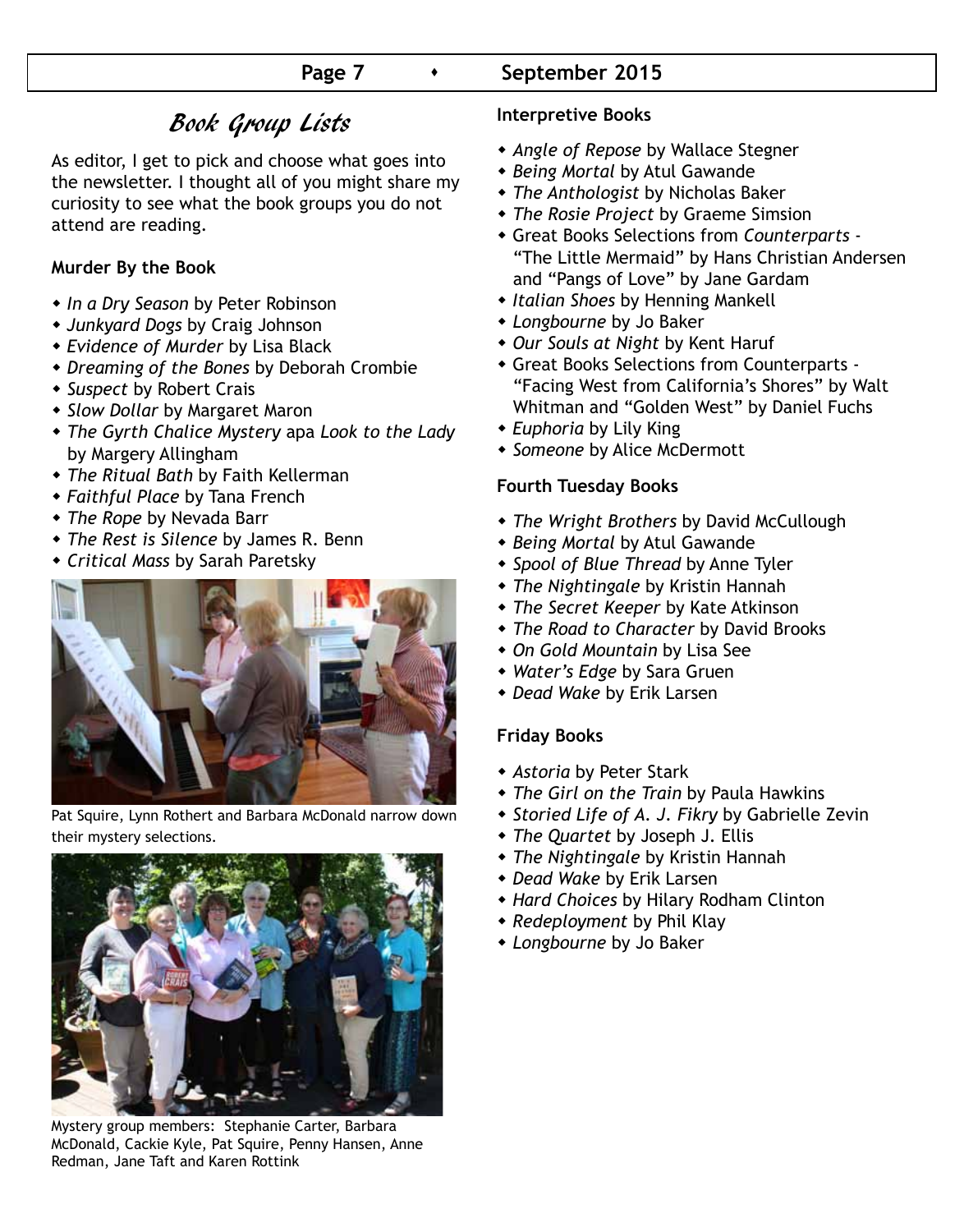# Book Group Lists

As editor, I get to pick and choose what goes into the newsletter. I thought all of you might share my curiosity to see what the book groups you do not attend are reading.

### Murder By the Book

- *In a Dry Season* by Peter Robinson
- *Junkyard Dogs* by Craig Johnson
- *Evidence of Murder* by Lisa Black
- *Dreaming of the Bones* by Deborah Crombie
- *Suspect* by Robert Crais
- *Slow Dollar* by Margaret Maron
- *The Gyrth Chalice Mystery* apa *Look to the Lady* by Margery Allingham
- *The Ritual Bath* by Faith Kellerman
- *Faithful Place* by Tana French
- *The Rope* by Nevada Barr
- *The Rest is Silence* by James R. Benn
- *Critical Mass* by Sarah Paretsky

Pat Squire, Lynn Rothert and Barbara McDonald narrow down their mystery selections.

Mystery group members: Stephanie Carter, Barbara McDonald, Cackie Kyle, Pat Squire, Penny Hansen, Anne Redman, Jane Taft and Karen Rottink

### Interpretive Books

- *Angle of Repose* by Wallace Stegner
- *Being Mortal* by Atul Gawande
- *The Anthologist* by Nicholas Baker
- *The Rosie Project* by Graeme Simsion
- Great Books Selections from *Counterparts* - "The Little Mermaid" by Hans Christian Andersen and "Pangs of Love" by Jane Gardam
- *Italian Shoes* by Henning Mankell
- *Longbourne* by Jo Baker
- *Our Souls at Night* by Kent Haruf
- Great Books Selections from Counterparts - "Facing West from California's Shores" by Walt Whitman and "Golden West" by Daniel Fuchs
- *Euphoria* by Lily King
- *Someone* by Alice McDermott

### Fourth Tuesday Books

- *The Wright Brothers* by David McCullough
- *Being Mortal* by Atul Gawande
- *Spool of Blue Thread* by Anne Tyler
- *The Nightingale* by Kristin Hannah
- *The Secret Keeper* by Kate Atkinson
- *The Road to Character* by David Brooks
- *On Gold Mountain* by Lisa See
- *Water's Edge* by Sara Gruen
- *Dead Wake* by Erik Larsen

### Friday Books

- *Astoria* by Peter Stark
- *The Girl on the Train* by Paula Hawkins
- *Storied Life of A. J. Fikry* by Gabrielle Zevin
- *The Quartet* by Joseph J. Ellis
- *The Nightingale* by Kristin Hannah
- *Dead Wake* by Erik Larsen
- *Hard Choices* by Hilary Rodham Clinton
- *Redeployment* by Phil Klay
- *Longbourne* by Jo Baker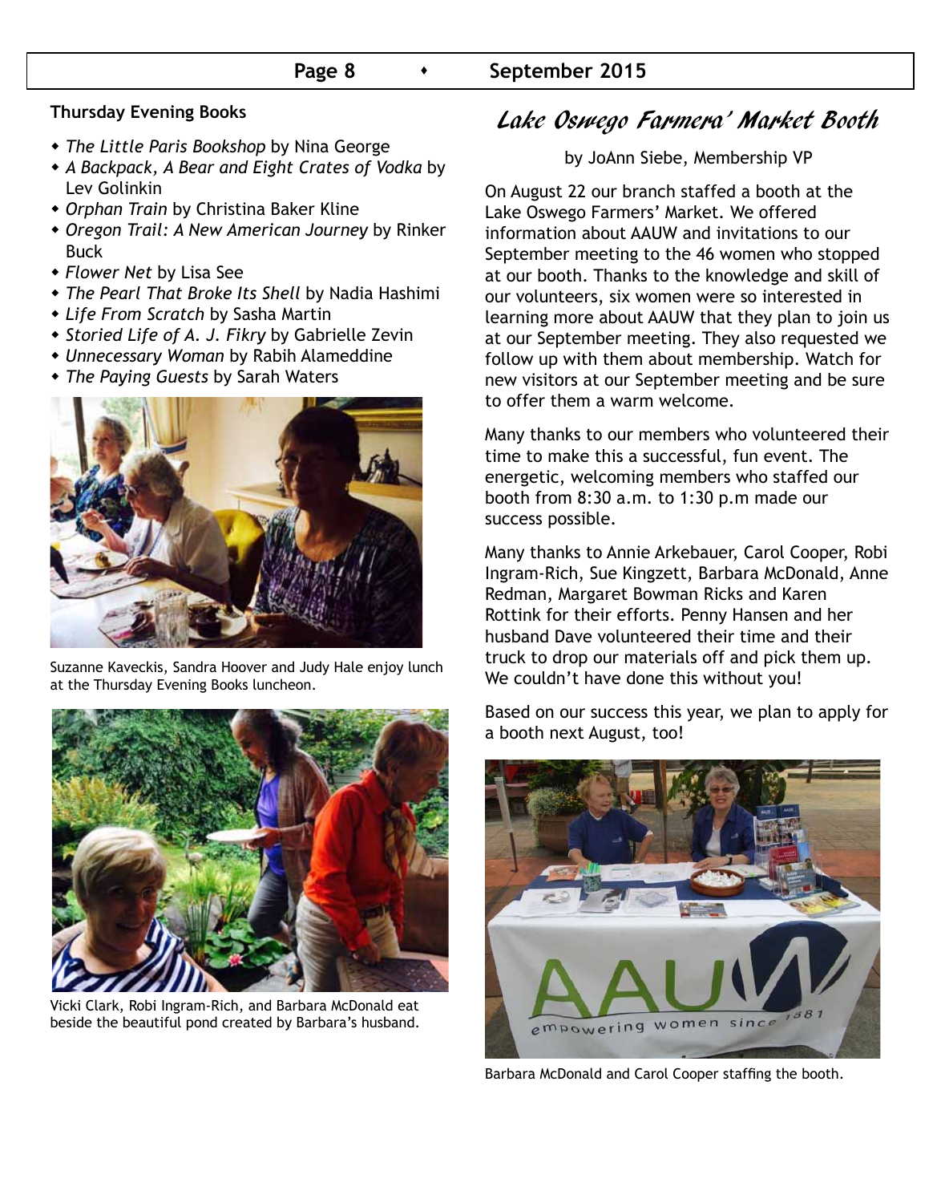### Thursday Evening Books

- *The Little Paris Bookshop* by Nina George
- *A Backpack, A Bear and Eight Crates of Vodka* by Lev Golinkin
- *Orphan Train* by Christina Baker Kline
- *Oregon Trail: A New American Journey* by Rinker Buck
- *Flower Net* by Lisa See
- *The Pearl That Broke Its Shell* by Nadia Hashimi
- *Life From Scratch* by Sasha Martin
- *Storied Life of A. J. Fikry* by Gabrielle Zevin
- *Unnecessary Woman* by Rabih Alameddine
- *The Paying Guests* by Sarah Waters

Suzanne Kaveckis, Sandra Hoover and Judy Hale enjoy lunch at the Thursday Evening Books luncheon.

Vicki Clark, Robi Ingram-Rich, and Barbara McDonald eat beside the beautiful pond created by Barbara's husband.

## Lake Oswego Farmers' Market Booth

by JoAnn Siebe, Membership VP

On August 22 our branch staffed a booth at the Lake Oswego Farmers' Market. We offered information about AAUW and invitations to our September meeting to the 46 women who stopped at our booth. Thanks to the knowledge and skill of our volunteers, six women were so interested in learning more about AAUW that they plan to join us at our September meeting. They also requested we follow up with them about membership. Watch for new visitors at our September meeting and be sure to offer them a warm welcome.

Many thanks to our members who volunteered their time to make this a successful, fun event. The energetic, welcoming members who staffed our booth from 8:30 a.m. to 1:30 p.m made our success possible.

Many thanks to Annie Arkebauer, Carol Cooper, Robi Ingram-Rich, Sue Kingzett, Barbara McDonald, Anne Redman, Margaret Bowman Ricks and Karen Rottink for their efforts. Penny Hansen and her husband Dave volunteered their time and their truck to drop our materials off and pick them up. We couldn't have done this without you!

Based on our success this year, we plan to apply for a booth next August, too!

Barbara McDonald and Carol Cooper staffing the booth.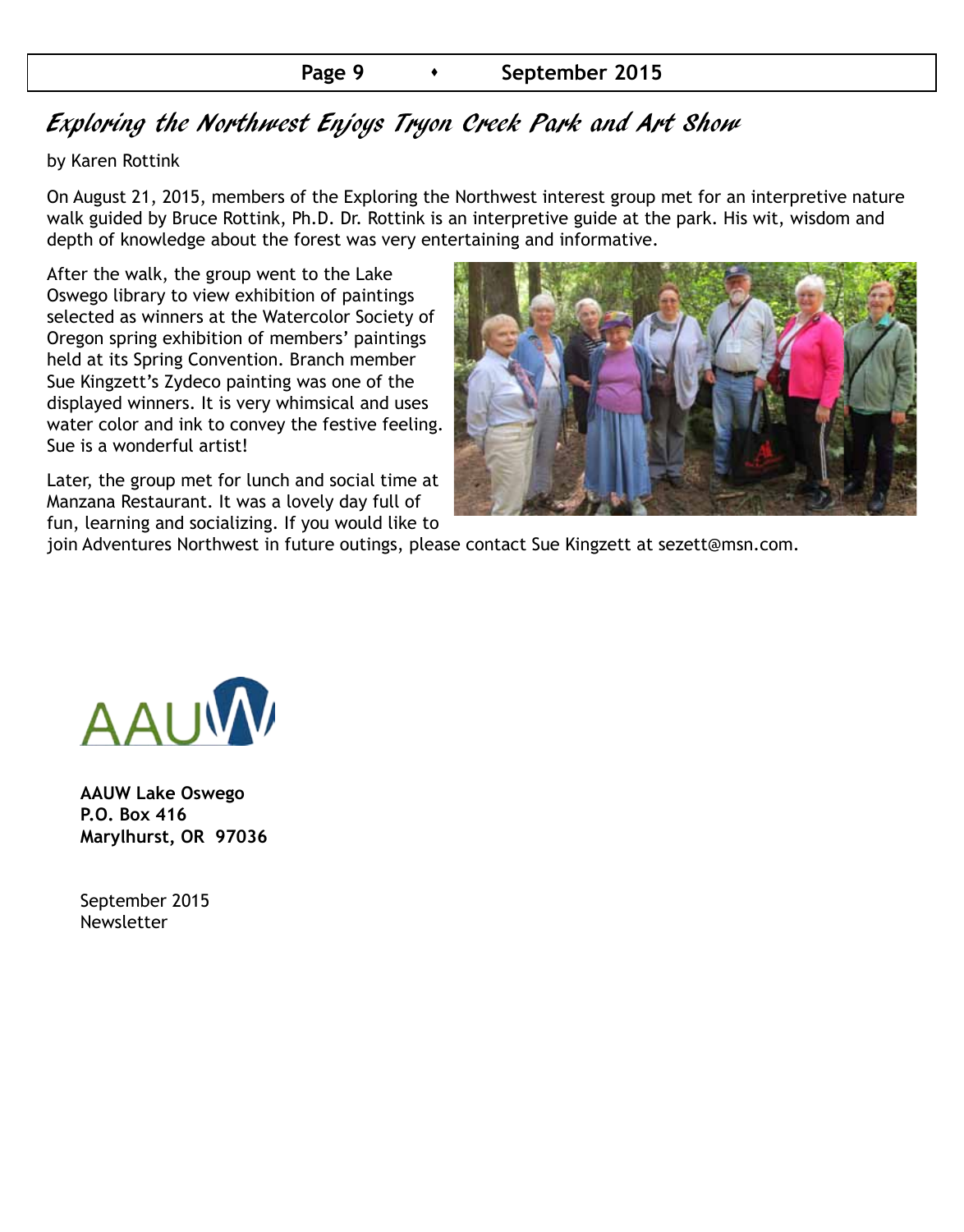## Exploring the Northwest Enjoys Tryon Creek Park and Art Show

by Karen Rottink

On August 21, 2015, members of the Exploring the Northwest interest group met for an interpretive nature walk guided by Bruce Rottink, Ph.D. Dr. Rottink is an interpretive guide at the park. His wit, wisdom and depth of knowledge about the forest was very entertaining and informative.

After the walk, the group went to the Lake Oswego library to view exhibition of paintings selected as winners at the Watercolor Society of Oregon spring exhibition of members' paintings held at its Spring Convention. Branch member Sue Kingzett's Zydeco painting was one of the displayed winners. It is very whimsical and uses water color and ink to convey the festive feeling. Sue is a wonderful artist!

Later, the group met for lunch and social time at Manzana Restaurant. It was a lovely day full of fun, learning and socializing. If you would like to join Adventures Northwest in future outings, please contact Sue Kingzett at sezett@msn.com.

**AAUW Lake Oswego**
**P.O. Box 416**
**Marylhurst, OR 97036**

September 2015
Newsletter